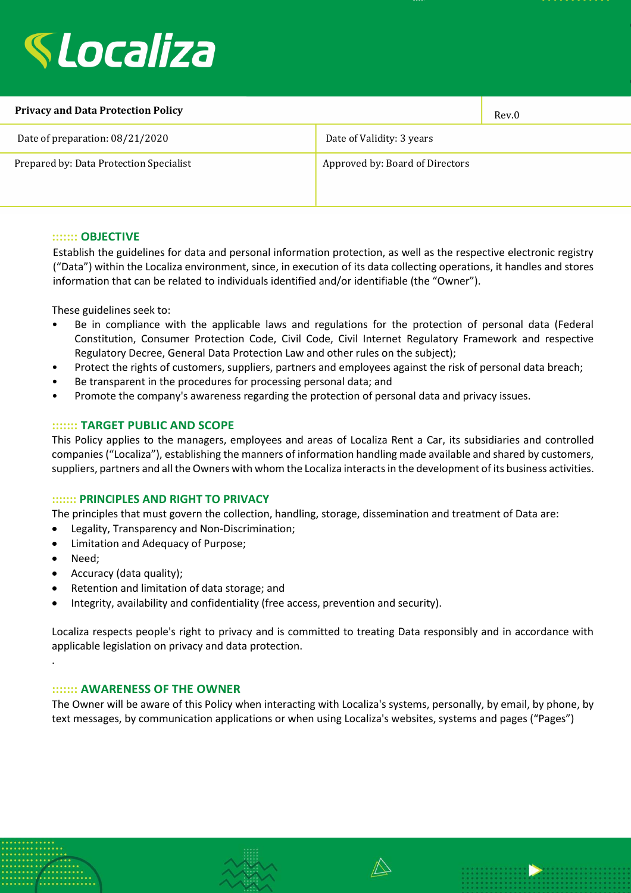| Privacy and Data Protection Policy | Rev.0 |
|---|---|
| Date of preparation: 08/21/2020 | Date of Validity: 3 years |
| Prepared by: Data Protection Specialist | Approved by: Board of Directors |

## :::::: OBJECTIVE

Establish the guidelines for data and personal information protection, as well as the respective electronic registry ("Data") within the Localiza environment, since, in execution of its data collecting operations, it handles and stores information that can be related to individuals identified and/or identifiable (the "Owner").

These guidelines seek to:

- Be in compliance with the applicable laws and regulations for the protection of personal data (Federal Constitution, Consumer Protection Code, Civil Code, Civil Internet Regulatory Framework and respective Regulatory Decree, General Data Protection Law and other rules on the subject);
- Protect the rights of customers, suppliers, partners and employees against the risk of personal data breach;
- Be transparent in the procedures for processing personal data; and
- Promote the company's awareness regarding the protection of personal data and privacy issues.

## :::::: TARGET PUBLIC AND SCOPE

This Policy applies to the managers, employees and areas of Localiza Rent a Car, its subsidiaries and controlled companies ("Localiza"), establishing the manners of information handling made available and shared by customers, suppliers, partners and all the Owners with whom the Localiza interacts in the development of its business activities.

## :::::: PRINCIPLES AND RIGHT TO PRIVACY

The principles that must govern the collection, handling, storage, dissemination and treatment of Data are:

- Legality, Transparency and Non-Discrimination;
- Limitation and Adequacy of Purpose;
- Need;
- Accuracy (data quality);
- Retention and limitation of data storage; and
- Integrity, availability and confidentiality (free access, prevention and security).

Localiza respects people's right to privacy and is committed to treating Data responsibly and in accordance with applicable legislation on privacy and data protection.

.

## :::::: AWARENESS OF THE OWNER

The Owner will be aware of this Policy when interacting with Localiza's systems, personally, by email, by phone, by text messages, by communication applications or when using Localiza's websites, systems and pages ("Pages")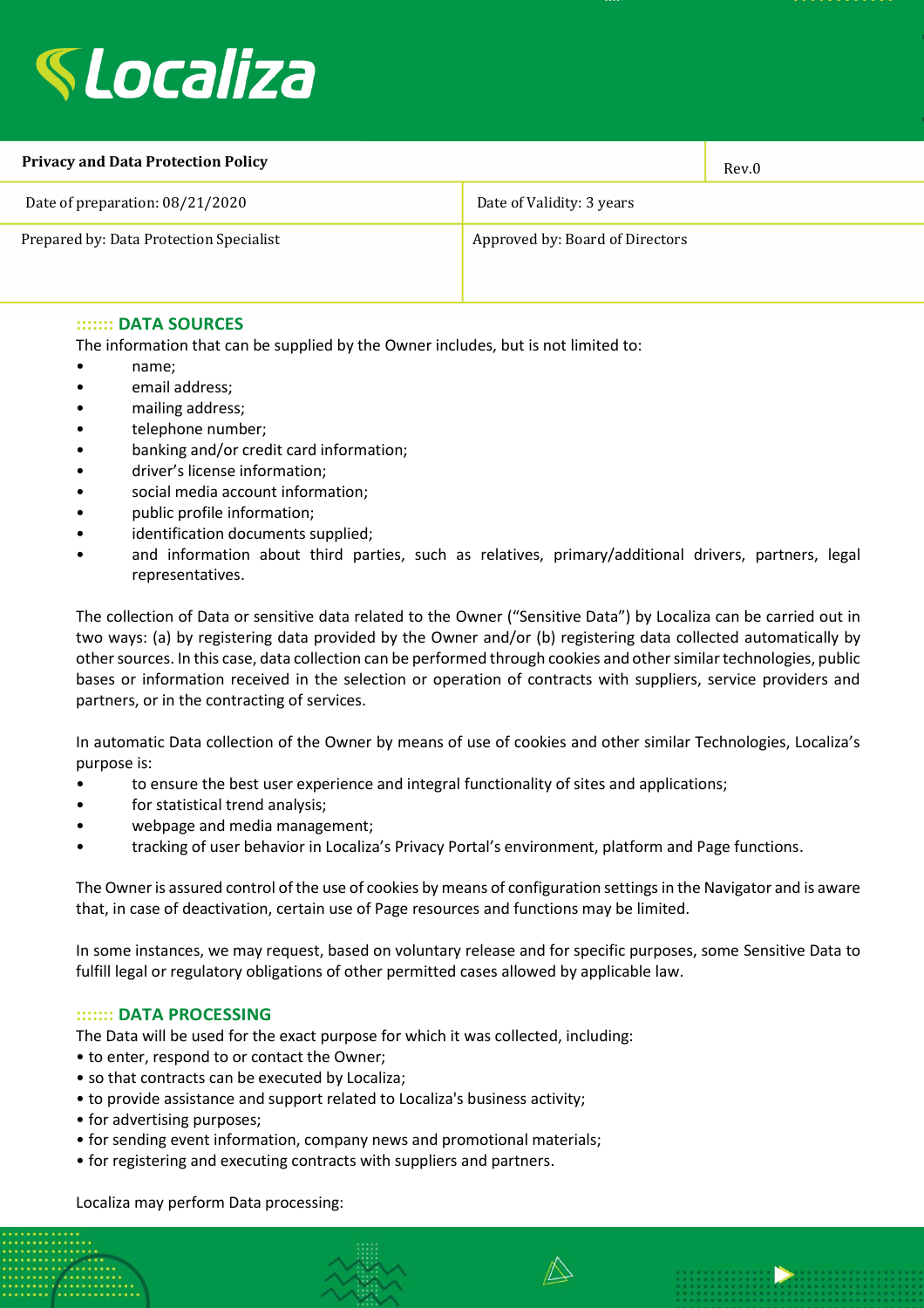## :::::: DATA SOURCES

The information that can be supplied by the Owner includes, but is not limited to:

- name;
- email address;
- mailing address;
- telephone number;
- banking and/or credit card information;
- driver's license information;
- social media account information;
- public profile information;
- identification documents supplied;
- and information about third parties, such as relatives, primary/additional drivers, partners, legal representatives.

The collection of Data or sensitive data related to the Owner ("Sensitive Data") by Localiza can be carried out in two ways: (a) by registering data provided by the Owner and/or (b) registering data collected automatically by other sources. In this case, data collection can be performed through cookies and other similar technologies, public bases or information received in the selection or operation of contracts with suppliers, service providers and partners, or in the contracting of services.

In automatic Data collection of the Owner by means of use of cookies and other similar Technologies, Localiza's purpose is:

- to ensure the best user experience and integral functionality of sites and applications;
- for statistical trend analysis;
- webpage and media management;
- tracking of user behavior in Localiza's Privacy Portal's environment, platform and Page functions.

The Owner is assured control of the use of cookies by means of configuration settings in the Navigator and is aware that, in case of deactivation, certain use of Page resources and functions may be limited.

In some instances, we may request, based on voluntary release and for specific purposes, some Sensitive Data to fulfill legal or regulatory obligations of other permitted cases allowed by applicable law.

## :::::: DATA PROCESSING

The Data will be used for the exact purpose for which it was collected, including:

- to enter, respond to or contact the Owner;
- so that contracts can be executed by Localiza;
- to provide assistance and support related to Localiza's business activity;
- for advertising purposes;
- for sending event information, company news and promotional materials;
- for registering and executing contracts with suppliers and partners.

Localiza may perform Data processing: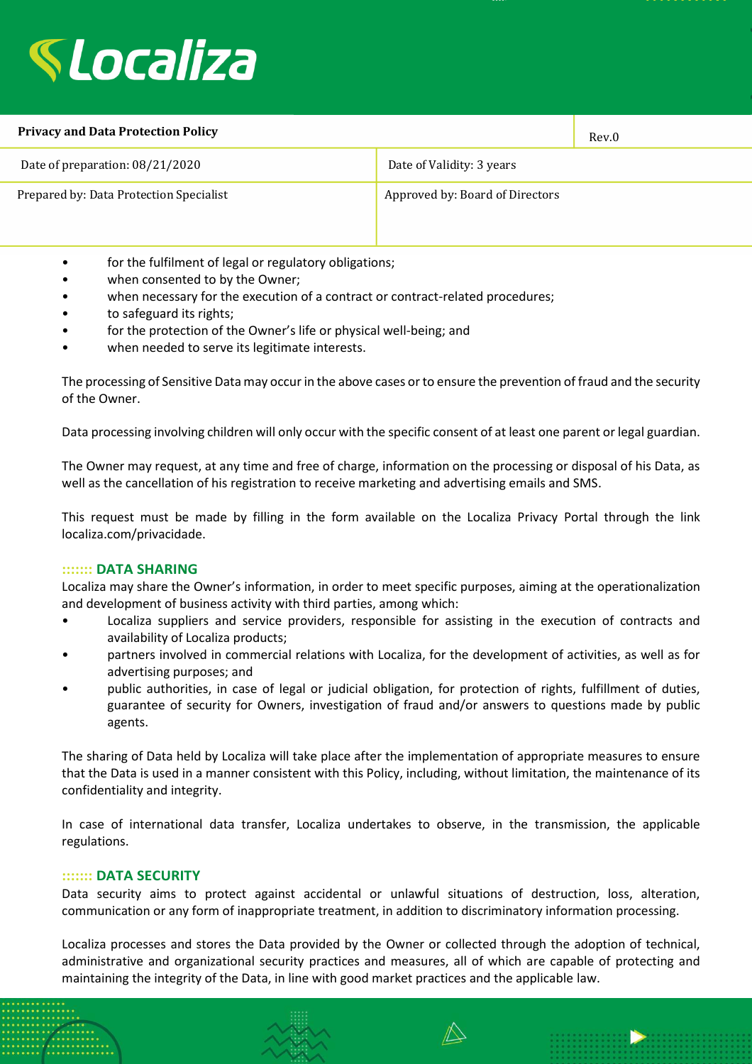- for the fulfilment of legal or regulatory obligations;
- when consented to by the Owner;
- when necessary for the execution of a contract or contract-related procedures;
- to safeguard its rights;
- for the protection of the Owner's life or physical well-being; and
- when needed to serve its legitimate interests.

The processing of Sensitive Data may occur in the above cases or to ensure the prevention of fraud and the security of the Owner.

Data processing involving children will only occur with the specific consent of at least one parent or legal guardian.

The Owner may request, at any time and free of charge, information on the processing or disposal of his Data, as well as the cancellation of his registration to receive marketing and advertising emails and SMS.

This request must be made by filling in the form available on the Localiza Privacy Portal through the link localiza.com/privacidade.

## :::::: DATA SHARING

Localiza may share the Owner's information, in order to meet specific purposes, aiming at the operationalization and development of business activity with third parties, among which:

- Localiza suppliers and service providers, responsible for assisting in the execution of contracts and availability of Localiza products;
- partners involved in commercial relations with Localiza, for the development of activities, as well as for advertising purposes; and
- public authorities, in case of legal or judicial obligation, for protection of rights, fulfillment of duties, guarantee of security for Owners, investigation of fraud and/or answers to questions made by public agents.

The sharing of Data held by Localiza will take place after the implementation of appropriate measures to ensure that the Data is used in a manner consistent with this Policy, including, without limitation, the maintenance of its confidentiality and integrity.

In case of international data transfer, Localiza undertakes to observe, in the transmission, the applicable regulations.

## :::::: DATA SECURITY

Data security aims to protect against accidental or unlawful situations of destruction, loss, alteration, communication or any form of inappropriate treatment, in addition to discriminatory information processing.

Localiza processes and stores the Data provided by the Owner or collected through the adoption of technical, administrative and organizational security practices and measures, all of which are capable of protecting and maintaining the integrity of the Data, in line with good market practices and the applicable law.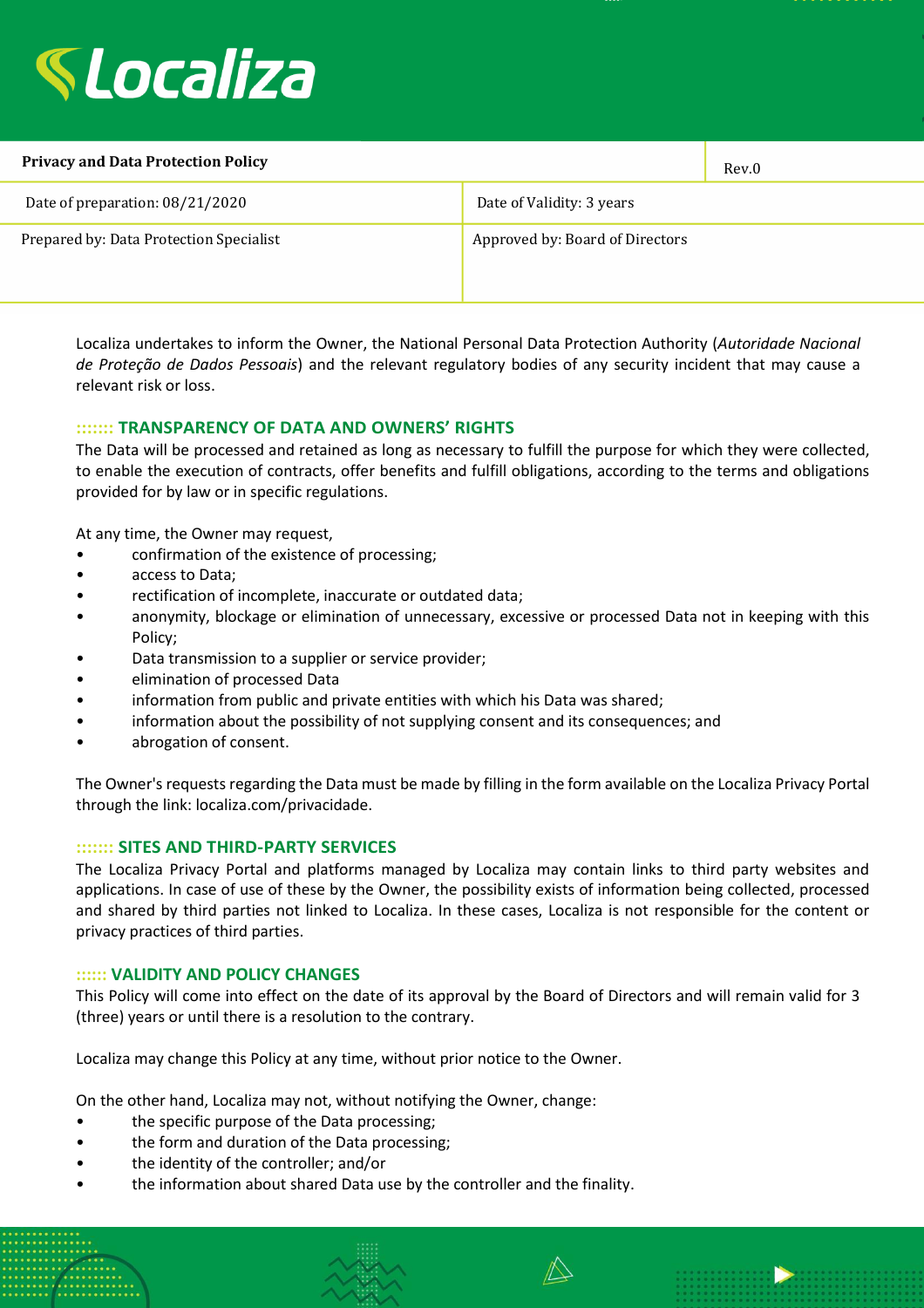| Privacy and Data Protection Policy | Rev.0 |
|---|---|
| Date of preparation: 08/21/2020 | Date of Validity: 3 years |
| Prepared by: Data Protection Specialist | Approved by: Board of Directors |

Localiza undertakes to inform the Owner, the National Personal Data Protection Authority (*Autoridade Nacional de Proteção de Dados Pessoais*) and the relevant regulatory bodies of any security incident that may cause a relevant risk or loss.

## :::::: TRANSPARENCY OF DATA AND OWNERS' RIGHTS

The Data will be processed and retained as long as necessary to fulfill the purpose for which they were collected, to enable the execution of contracts, offer benefits and fulfill obligations, according to the terms and obligations provided for by law or in specific regulations.

At any time, the Owner may request,

- confirmation of the existence of processing;
- access to Data;
- rectification of incomplete, inaccurate or outdated data;
- anonymity, blockage or elimination of unnecessary, excessive or processed Data not in keeping with this Policy;
- Data transmission to a supplier or service provider;
- elimination of processed Data
- information from public and private entities with which his Data was shared;
- information about the possibility of not supplying consent and its consequences; and
- abrogation of consent.

The Owner's requests regarding the Data must be made by filling in the form available on the Localiza Privacy Portal through the link: localiza.com/privacidade.

## :::::: SITES AND THIRD-PARTY SERVICES

The Localiza Privacy Portal and platforms managed by Localiza may contain links to third party websites and applications. In case of use of these by the Owner, the possibility exists of information being collected, processed and shared by third parties not linked to Localiza. In these cases, Localiza is not responsible for the content or privacy practices of third parties.

## :::::: VALIDITY AND POLICY CHANGES

This Policy will come into effect on the date of its approval by the Board of Directors and will remain valid for 3 (three) years or until there is a resolution to the contrary.

Localiza may change this Policy at any time, without prior notice to the Owner.

On the other hand, Localiza may not, without notifying the Owner, change:

- the specific purpose of the Data processing;
- the form and duration of the Data processing;
- the identity of the controller; and/or
- the information about shared Data use by the controller and the finality.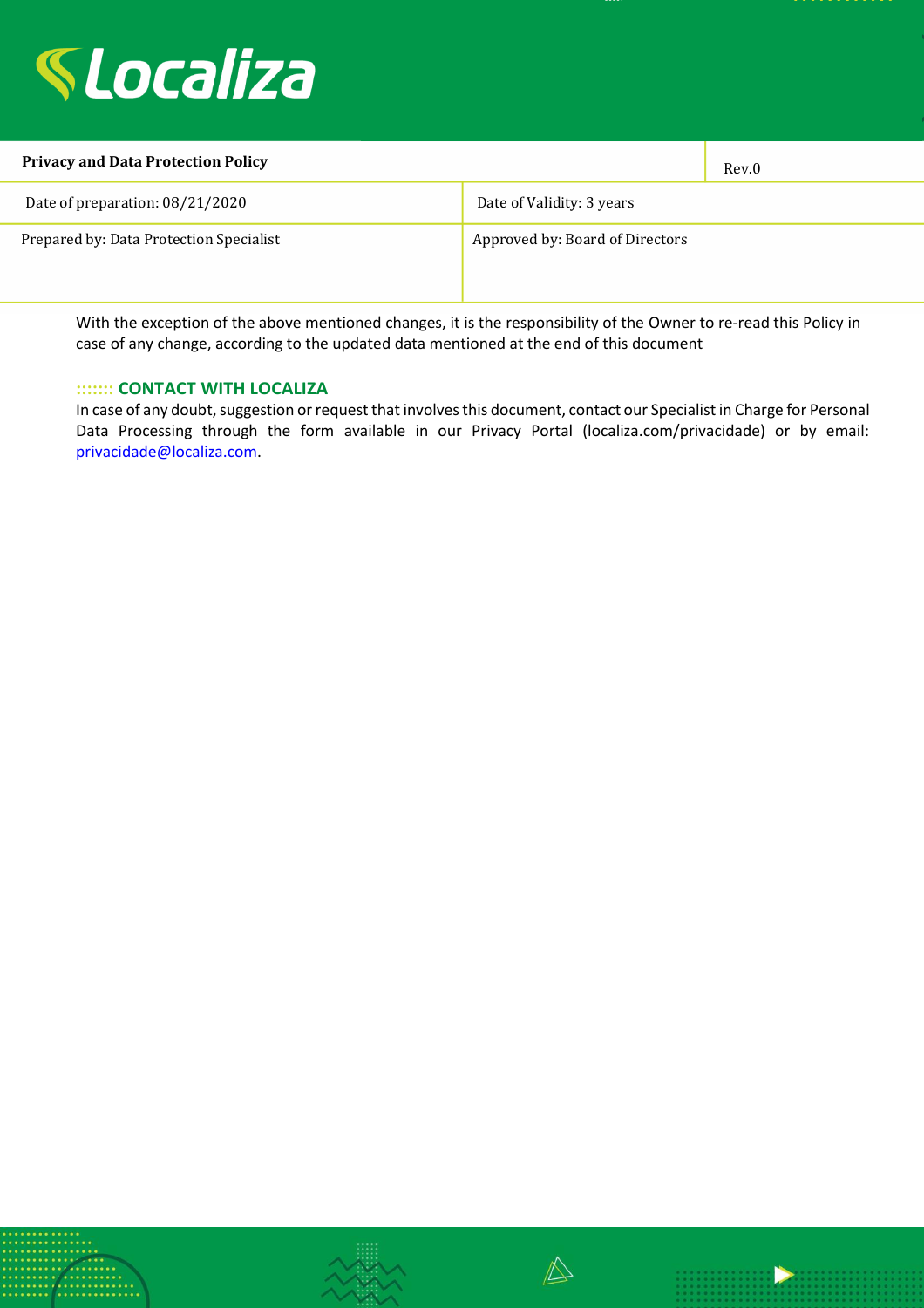With the exception of the above mentioned changes, it is the responsibility of the Owner to re-read this Policy in case of any change, according to the updated data mentioned at the end of this document

## :::::: CONTACT WITH LOCALIZA

In case of any doubt, suggestion or request that involves this document, contact our Specialist in Charge for Personal Data Processing through the form available in our Privacy Portal (localiza.com/privacidade) or by email: privacidade@localiza.com.